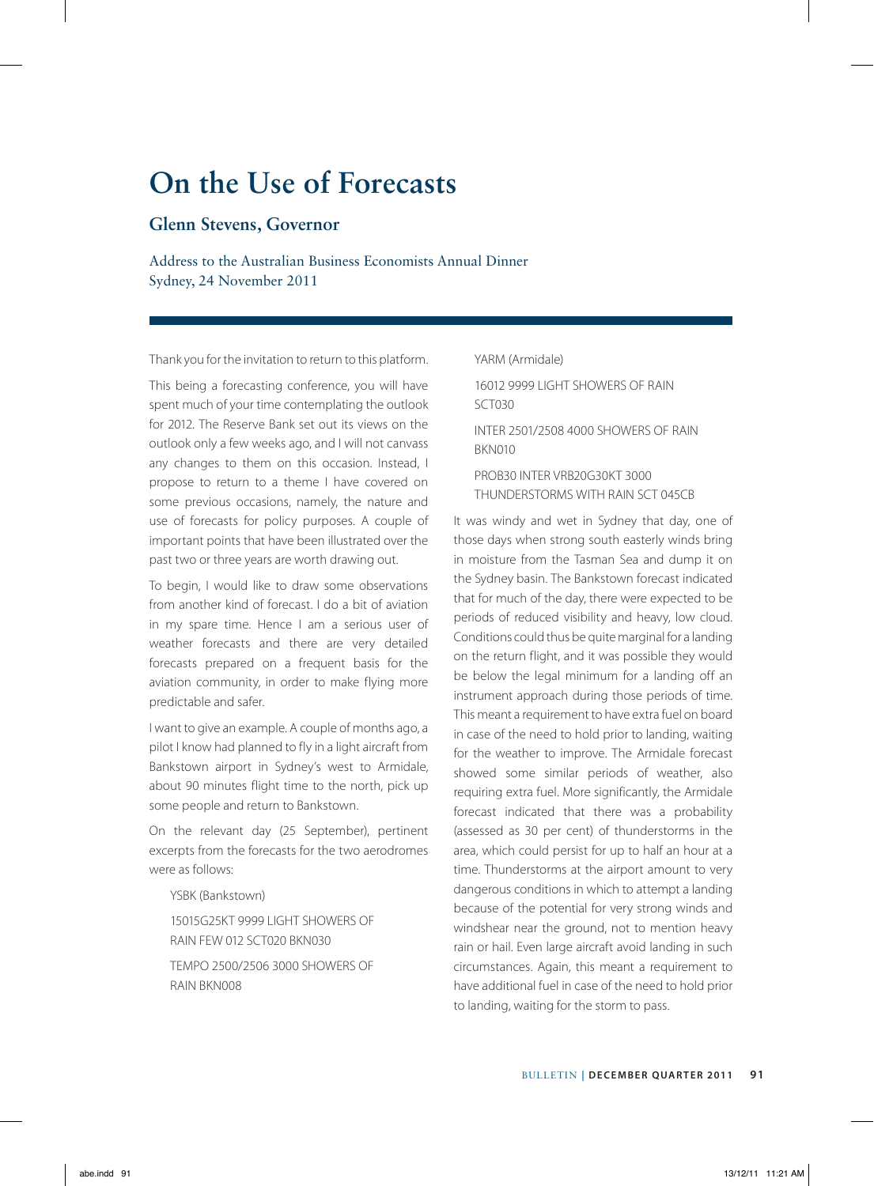# On the Use of Forecasts

## Glenn Stevens, Governor

Address to the Australian Business Economists Annual Dinner
Sydney, 24 November 2011

Thank you for the invitation to return to this platform.

This being a forecasting conference, you will have spent much of your time contemplating the outlook for 2012. The Reserve Bank set out its views on the outlook only a few weeks ago, and I will not canvass any changes to them on this occasion. Instead, I propose to return to a theme I have covered on some previous occasions, namely, the nature and use of forecasts for policy purposes. A couple of important points that have been illustrated over the past two or three years are worth drawing out.

To begin, I would like to draw some observations from another kind of forecast. I do a bit of aviation in my spare time. Hence I am a serious user of weather forecasts and there are very detailed forecasts prepared on a frequent basis for the aviation community, in order to make flying more predictable and safer.

I want to give an example. A couple of months ago, a pilot I know had planned to fly in a light aircraft from Bankstown airport in Sydney's west to Armidale, about 90 minutes flight time to the north, pick up some people and return to Bankstown.

On the relevant day (25 September), pertinent excerpts from the forecasts for the two aerodromes were as follows:

> YSBK (Bankstown)
>
> 15015G25KT 9999 LIGHT SHOWERS OF RAIN FEW 012 SCT020 BKN030
>
> TEMPO 2500/2506 3000 SHOWERS OF RAIN BKN008
>
> YARM (Armidale)
>
> 16012 9999 LIGHT SHOWERS OF RAIN SCT030
>
> INTER 2501/2508 4000 SHOWERS OF RAIN BKN010
>
> PROB30 INTER VRB20G30KT 3000 THUNDERSTORMS WITH RAIN SCT 045CB

It was windy and wet in Sydney that day, one of those days when strong south easterly winds bring in moisture from the Tasman Sea and dump it on the Sydney basin. The Bankstown forecast indicated that for much of the day, there were expected to be periods of reduced visibility and heavy, low cloud. Conditions could thus be quite marginal for a landing on the return flight, and it was possible they would be below the legal minimum for a landing off an instrument approach during those periods of time. This meant a requirement to have extra fuel on board in case of the need to hold prior to landing, waiting for the weather to improve. The Armidale forecast showed some similar periods of weather, also requiring extra fuel. More significantly, the Armidale forecast indicated that there was a probability (assessed as 30 per cent) of thunderstorms in the area, which could persist for up to half an hour at a time. Thunderstorms at the airport amount to very dangerous conditions in which to attempt a landing because of the potential for very strong winds and windshear near the ground, not to mention heavy rain or hail. Even large aircraft avoid landing in such circumstances. Again, this meant a requirement to have additional fuel in case of the need to hold prior to landing, waiting for the storm to pass.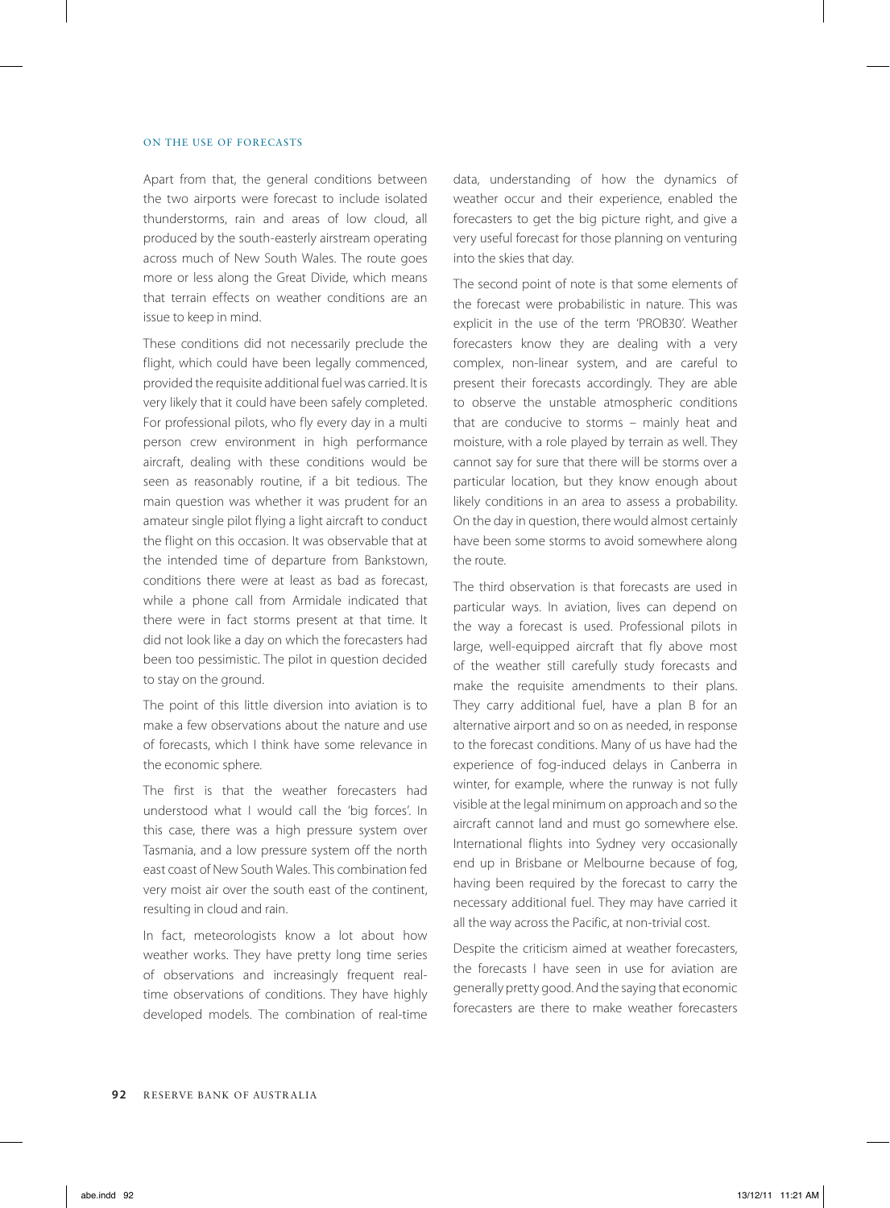Apart from that, the general conditions between the two airports were forecast to include isolated thunderstorms, rain and areas of low cloud, all produced by the south-easterly airstream operating across much of New South Wales. The route goes more or less along the Great Divide, which means that terrain effects on weather conditions are an issue to keep in mind.

These conditions did not necessarily preclude the flight, which could have been legally commenced, provided the requisite additional fuel was carried. It is very likely that it could have been safely completed. For professional pilots, who fly every day in a multi person crew environment in high performance aircraft, dealing with these conditions would be seen as reasonably routine, if a bit tedious. The main question was whether it was prudent for an amateur single pilot flying a light aircraft to conduct the flight on this occasion. It was observable that at the intended time of departure from Bankstown, conditions there were at least as bad as forecast, while a phone call from Armidale indicated that there were in fact storms present at that time. It did not look like a day on which the forecasters had been too pessimistic. The pilot in question decided to stay on the ground.

The point of this little diversion into aviation is to make a few observations about the nature and use of forecasts, which I think have some relevance in the economic sphere.

The first is that the weather forecasters had understood what I would call the 'big forces'. In this case, there was a high pressure system over Tasmania, and a low pressure system off the north east coast of New South Wales. This combination fed very moist air over the south east of the continent, resulting in cloud and rain.

In fact, meteorologists know a lot about how weather works. They have pretty long time series of observations and increasingly frequent real-time observations of conditions. They have highly developed models. The combination of real-time data, understanding of how the dynamics of weather occur and their experience, enabled the forecasters to get the big picture right, and give a very useful forecast for those planning on venturing into the skies that day.

The second point of note is that some elements of the forecast were probabilistic in nature. This was explicit in the use of the term 'PROB30'. Weather forecasters know they are dealing with a very complex, non-linear system, and are careful to present their forecasts accordingly. They are able to observe the unstable atmospheric conditions that are conducive to storms – mainly heat and moisture, with a role played by terrain as well. They cannot say for sure that there will be storms over a particular location, but they know enough about likely conditions in an area to assess a probability. On the day in question, there would almost certainly have been some storms to avoid somewhere along the route.

The third observation is that forecasts are used in particular ways. In aviation, lives can depend on the way a forecast is used. Professional pilots in large, well-equipped aircraft that fly above most of the weather still carefully study forecasts and make the requisite amendments to their plans. They carry additional fuel, have a plan B for an alternative airport and so on as needed, in response to the forecast conditions. Many of us have had the experience of fog-induced delays in Canberra in winter, for example, where the runway is not fully visible at the legal minimum on approach and so the aircraft cannot land and must go somewhere else. International flights into Sydney very occasionally end up in Brisbane or Melbourne because of fog, having been required by the forecast to carry the necessary additional fuel. They may have carried it all the way across the Pacific, at non-trivial cost.

Despite the criticism aimed at weather forecasters, the forecasts I have seen in use for aviation are generally pretty good. And the saying that economic forecasters are there to make weather forecasters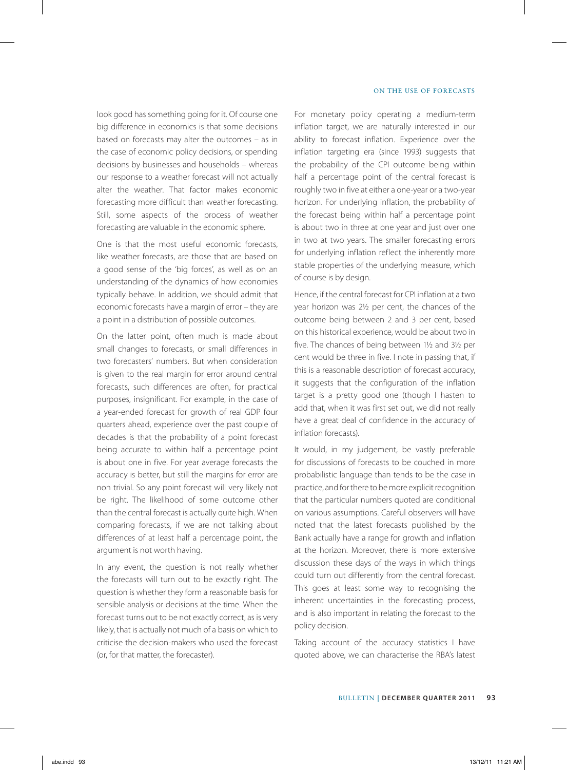look good has something going for it. Of course one big difference in economics is that some decisions based on forecasts may alter the outcomes – as in the case of economic policy decisions, or spending decisions by businesses and households – whereas our response to a weather forecast will not actually alter the weather. That factor makes economic forecasting more difficult than weather forecasting. Still, some aspects of the process of weather forecasting are valuable in the economic sphere.

One is that the most useful economic forecasts, like weather forecasts, are those that are based on a good sense of the 'big forces', as well as on an understanding of the dynamics of how economies typically behave. In addition, we should admit that economic forecasts have a margin of error – they are a point in a distribution of possible outcomes.

On the latter point, often much is made about small changes to forecasts, or small differences in two forecasters' numbers. But when consideration is given to the real margin for error around central forecasts, such differences are often, for practical purposes, insignificant. For example, in the case of a year-ended forecast for growth of real GDP four quarters ahead, experience over the past couple of decades is that the probability of a point forecast being accurate to within half a percentage point is about one in five. For year average forecasts the accuracy is better, but still the margins for error are non trivial. So any point forecast will very likely not be right. The likelihood of some outcome other than the central forecast is actually quite high. When comparing forecasts, if we are not talking about differences of at least half a percentage point, the argument is not worth having.

In any event, the question is not really whether the forecasts will turn out to be exactly right. The question is whether they form a reasonable basis for sensible analysis or decisions at the time. When the forecast turns out to be not exactly correct, as is very likely, that is actually not much of a basis on which to criticise the decision-makers who used the forecast (or, for that matter, the forecaster).

For monetary policy operating a medium-term inflation target, we are naturally interested in our ability to forecast inflation. Experience over the inflation targeting era (since 1993) suggests that the probability of the CPI outcome being within half a percentage point of the central forecast is roughly two in five at either a one-year or a two-year horizon. For underlying inflation, the probability of the forecast being within half a percentage point is about two in three at one year and just over one in two at two years. The smaller forecasting errors for underlying inflation reflect the inherently more stable properties of the underlying measure, which of course is by design.

Hence, if the central forecast for CPI inflation at a two year horizon was 2½ per cent, the chances of the outcome being between 2 and 3 per cent, based on this historical experience, would be about two in five. The chances of being between 1½ and 3½ per cent would be three in five. I note in passing that, if this is a reasonable description of forecast accuracy, it suggests that the configuration of the inflation target is a pretty good one (though I hasten to add that, when it was first set out, we did not really have a great deal of confidence in the accuracy of inflation forecasts).

It would, in my judgement, be vastly preferable for discussions of forecasts to be couched in more probabilistic language than tends to be the case in practice, and for there to be more explicit recognition that the particular numbers quoted are conditional on various assumptions. Careful observers will have noted that the latest forecasts published by the Bank actually have a range for growth and inflation at the horizon. Moreover, there is more extensive discussion these days of the ways in which things could turn out differently from the central forecast. This goes at least some way to recognising the inherent uncertainties in the forecasting process, and is also important in relating the forecast to the policy decision.

Taking account of the accuracy statistics I have quoted above, we can characterise the RBA's latest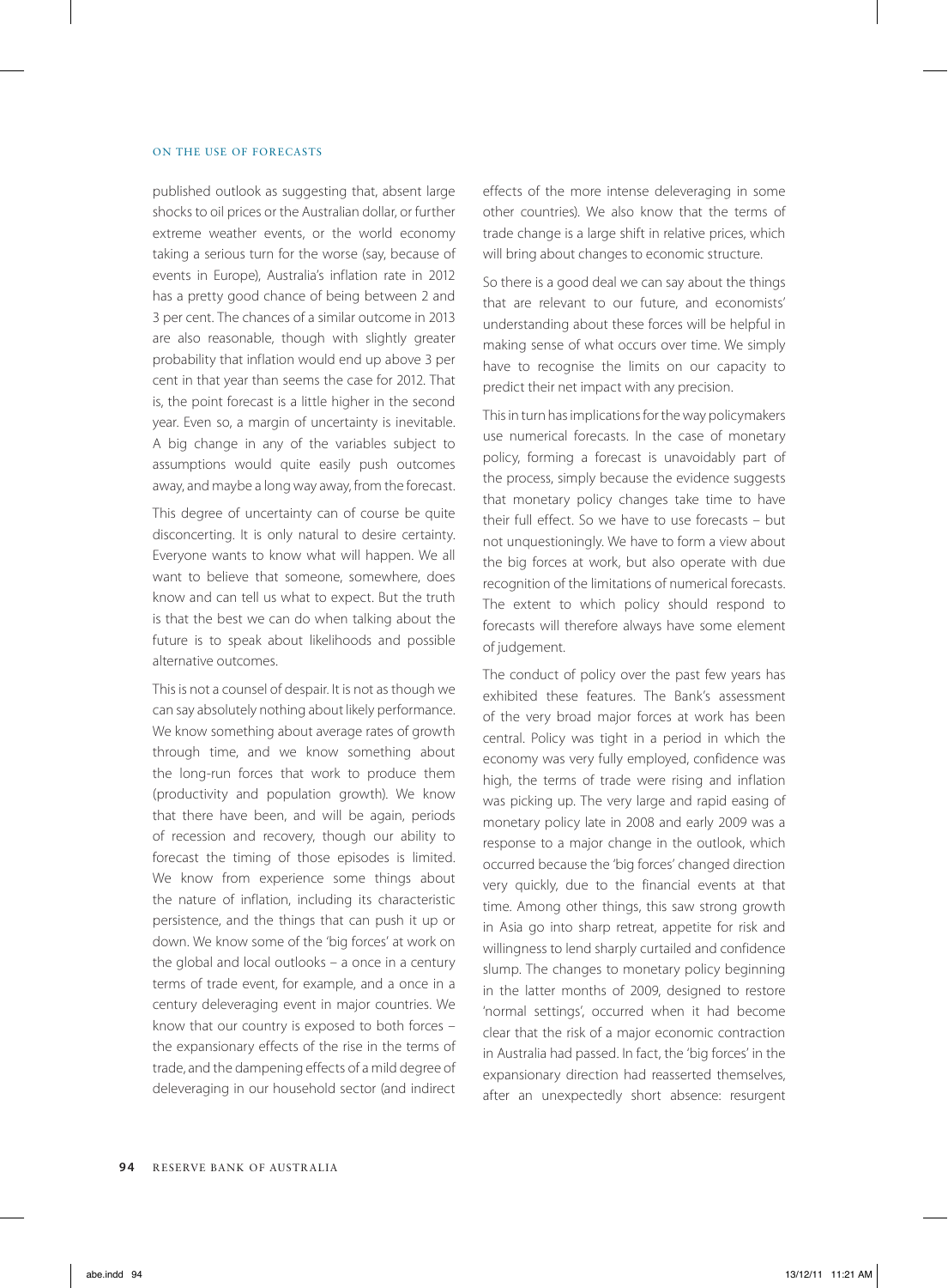published outlook as suggesting that, absent large shocks to oil prices or the Australian dollar, or further extreme weather events, or the world economy taking a serious turn for the worse (say, because of events in Europe), Australia's inflation rate in 2012 has a pretty good chance of being between 2 and 3 per cent. The chances of a similar outcome in 2013 are also reasonable, though with slightly greater probability that inflation would end up above 3 per cent in that year than seems the case for 2012. That is, the point forecast is a little higher in the second year. Even so, a margin of uncertainty is inevitable. A big change in any of the variables subject to assumptions would quite easily push outcomes away, and maybe a long way away, from the forecast.

This degree of uncertainty can of course be quite disconcerting. It is only natural to desire certainty. Everyone wants to know what will happen. We all want to believe that someone, somewhere, does know and can tell us what to expect. But the truth is that the best we can do when talking about the future is to speak about likelihoods and possible alternative outcomes.

This is not a counsel of despair. It is not as though we can say absolutely nothing about likely performance. We know something about average rates of growth through time, and we know something about the long-run forces that work to produce them (productivity and population growth). We know that there have been, and will be again, periods of recession and recovery, though our ability to forecast the timing of those episodes is limited. We know from experience some things about the nature of inflation, including its characteristic persistence, and the things that can push it up or down. We know some of the 'big forces' at work on the global and local outlooks – a once in a century terms of trade event, for example, and a once in a century deleveraging event in major countries. We know that our country is exposed to both forces – the expansionary effects of the rise in the terms of trade, and the dampening effects of a mild degree of deleveraging in our household sector (and indirect effects of the more intense deleveraging in some other countries). We also know that the terms of trade change is a large shift in relative prices, which will bring about changes to economic structure.

So there is a good deal we can say about the things that are relevant to our future, and economists' understanding about these forces will be helpful in making sense of what occurs over time. We simply have to recognise the limits on our capacity to predict their net impact with any precision.

This in turn has implications for the way policymakers use numerical forecasts. In the case of monetary policy, forming a forecast is unavoidably part of the process, simply because the evidence suggests that monetary policy changes take time to have their full effect. So we have to use forecasts – but not unquestioningly. We have to form a view about the big forces at work, but also operate with due recognition of the limitations of numerical forecasts. The extent to which policy should respond to forecasts will therefore always have some element of judgement.

The conduct of policy over the past few years has exhibited these features. The Bank's assessment of the very broad major forces at work has been central. Policy was tight in a period in which the economy was very fully employed, confidence was high, the terms of trade were rising and inflation was picking up. The very large and rapid easing of monetary policy late in 2008 and early 2009 was a response to a major change in the outlook, which occurred because the 'big forces' changed direction very quickly, due to the financial events at that time. Among other things, this saw strong growth in Asia go into sharp retreat, appetite for risk and willingness to lend sharply curtailed and confidence slump. The changes to monetary policy beginning in the latter months of 2009, designed to restore 'normal settings', occurred when it had become clear that the risk of a major economic contraction in Australia had passed. In fact, the 'big forces' in the expansionary direction had reasserted themselves, after an unexpectedly short absence: resurgent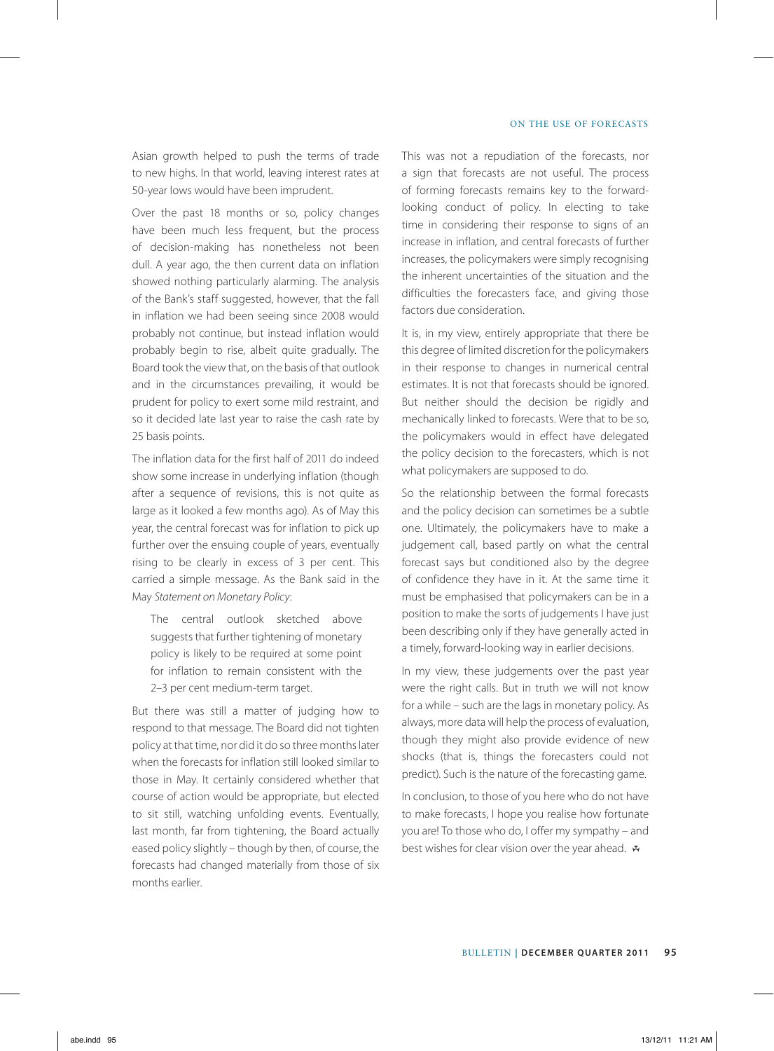Asian growth helped to push the terms of trade to new highs. In that world, leaving interest rates at 50-year lows would have been imprudent.

Over the past 18 months or so, policy changes have been much less frequent, but the process of decision-making has nonetheless not been dull. A year ago, the then current data on inflation showed nothing particularly alarming. The analysis of the Bank's staff suggested, however, that the fall in inflation we had been seeing since 2008 would probably not continue, but instead inflation would probably begin to rise, albeit quite gradually. The Board took the view that, on the basis of that outlook and in the circumstances prevailing, it would be prudent for policy to exert some mild restraint, and so it decided late last year to raise the cash rate by 25 basis points.

The inflation data for the first half of 2011 do indeed show some increase in underlying inflation (though after a sequence of revisions, this is not quite as large as it looked a few months ago). As of May this year, the central forecast was for inflation to pick up further over the ensuing couple of years, eventually rising to be clearly in excess of 3 per cent. This carried a simple message. As the Bank said in the May *Statement on Monetary Policy*:

> The central outlook sketched above suggests that further tightening of monetary policy is likely to be required at some point for inflation to remain consistent with the 2–3 per cent medium-term target.

But there was still a matter of judging how to respond to that message. The Board did not tighten policy at that time, nor did it do so three months later when the forecasts for inflation still looked similar to those in May. It certainly considered whether that course of action would be appropriate, but elected to sit still, watching unfolding events. Eventually, last month, far from tightening, the Board actually eased policy slightly – though by then, of course, the forecasts had changed materially from those of six months earlier.

This was not a repudiation of the forecasts, nor a sign that forecasts are not useful. The process of forming forecasts remains key to the forward-looking conduct of policy. In electing to take time in considering their response to signs of an increase in inflation, and central forecasts of further increases, the policymakers were simply recognising the inherent uncertainties of the situation and the difficulties the forecasters face, and giving those factors due consideration.

It is, in my view, entirely appropriate that there be this degree of limited discretion for the policymakers in their response to changes in numerical central estimates. It is not that forecasts should be ignored. But neither should the decision be rigidly and mechanically linked to forecasts. Were that to be so, the policymakers would in effect have delegated the policy decision to the forecasters, which is not what policymakers are supposed to do.

So the relationship between the formal forecasts and the policy decision can sometimes be a subtle one. Ultimately, the policymakers have to make a judgement call, based partly on what the central forecast says but conditioned also by the degree of confidence they have in it. At the same time it must be emphasised that policymakers can be in a position to make the sorts of judgements I have just been describing only if they have generally acted in a timely, forward-looking way in earlier decisions.

In my view, these judgements over the past year were the right calls. But in truth we will not know for a while – such are the lags in monetary policy. As always, more data will help the process of evaluation, though they might also provide evidence of new shocks (that is, things the forecasters could not predict). Such is the nature of the forecasting game.

In conclusion, to those of you here who do not have to make forecasts, I hope you realise how fortunate you are! To those who do, I offer my sympathy – and best wishes for clear vision over the year ahead.